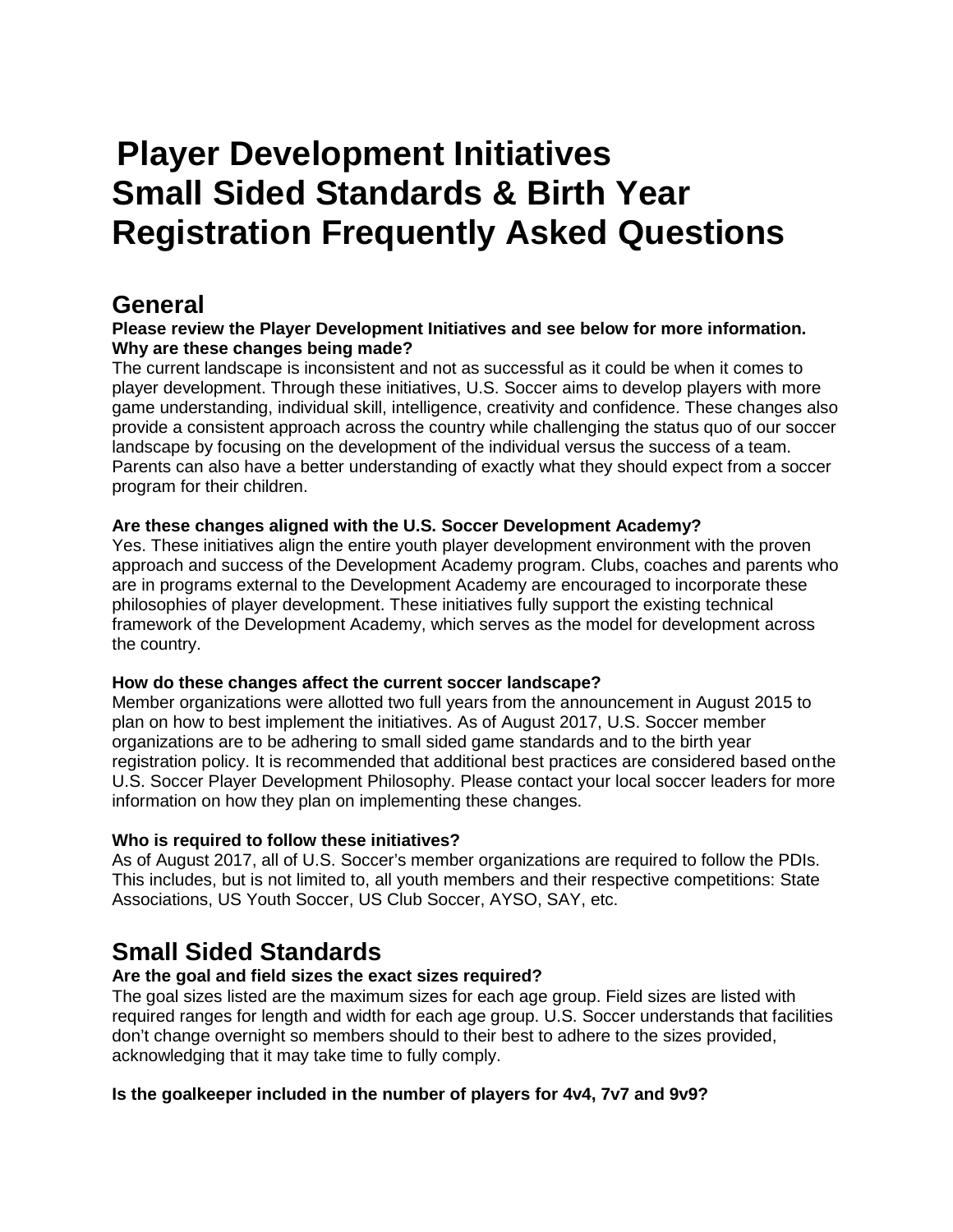# Player Development Initiatives Small Sided Standards & Birth Year Registration Frequently Asked Questions

## General

**Please review the Player Development Initiatives and see below for more information.**

**Why are these changes being made?**

The current landscape is inconsistent and not as successful as it could be when it comes to player development. Through these initiatives, U.S. Soccer aims to develop players with more game understanding, individual skill, intelligence, creativity and confidence. These changes also provide a consistent approach across the country while challenging the status quo of our soccer landscape by focusing on the development of the individual versus the success of a team. Parents can also have a better understanding of exactly what they should expect from a soccer program for their children.

**Are these changes aligned with the U.S. Soccer Development Academy?**

Yes. These initiatives align the entire youth player development environment with the proven approach and success of the Development Academy program. Clubs, coaches and parents who are in programs external to the Development Academy are encouraged to incorporate these philosophies of player development. These initiatives fully support the existing technical framework of the Development Academy, which serves as the model for development across the country.

**How do these changes affect the current soccer landscape?**

Member organizations were allotted two full years from the announcement in August 2015 to plan on how to best implement the initiatives. As of August 2017, U.S. Soccer member organizations are to be adhering to small sided game standards and to the birth year registration policy. It is recommended that additional best practices are considered based onthe U.S. Soccer Player Development Philosophy. Please contact your local soccer leaders for more information on how they plan on implementing these changes.

**Who is required to follow these initiatives?**

As of August 2017, all of U.S. Soccer's member organizations are required to follow the PDIs. This includes, but is not limited to, all youth members and their respective competitions: State Associations, US Youth Soccer, US Club Soccer, AYSO, SAY, etc.

## Small Sided Standards

**Are the goal and field sizes the exact sizes required?**

The goal sizes listed are the maximum sizes for each age group. Field sizes are listed with required ranges for length and width for each age group. U.S. Soccer understands that facilities don't change overnight so members should to their best to adhere to the sizes provided, acknowledging that it may take time to fully comply.

**Is the goalkeeper included in the number of players for 4v4, 7v7 and 9v9?**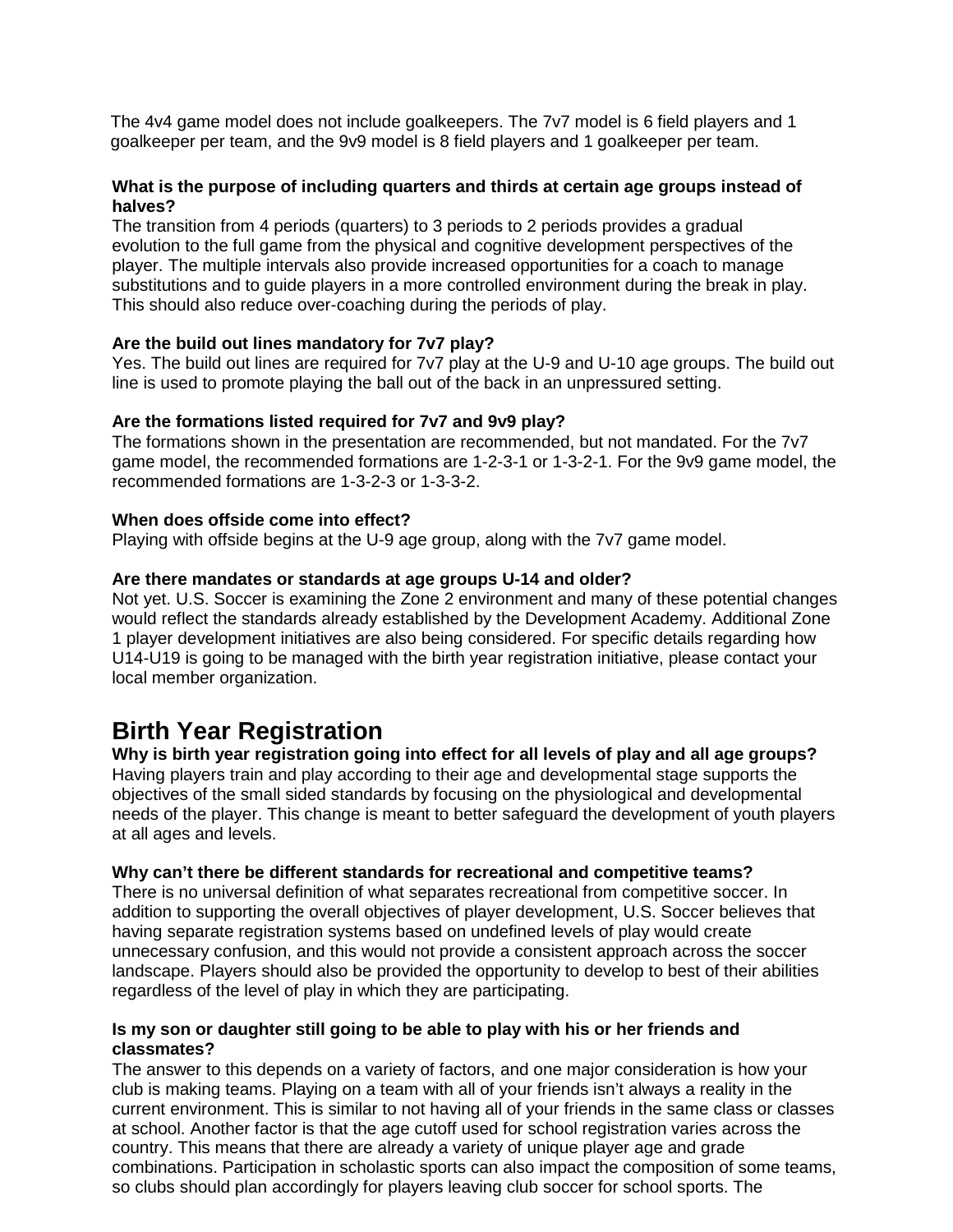The 4v4 game model does not include goalkeepers. The 7v7 model is 6 field players and 1 goalkeeper per team, and the 9v9 model is 8 field players and 1 goalkeeper per team.

**What is the purpose of including quarters and thirds at certain age groups instead of halves?**
The transition from 4 periods (quarters) to 3 periods to 2 periods provides a gradual evolution to the full game from the physical and cognitive development perspectives of the player. The multiple intervals also provide increased opportunities for a coach to manage substitutions and to guide players in a more controlled environment during the break in play. This should also reduce over-coaching during the periods of play.

**Are the build out lines mandatory for 7v7 play?**
Yes. The build out lines are required for 7v7 play at the U-9 and U-10 age groups. The build out line is used to promote playing the ball out of the back in an unpressured setting.

**Are the formations listed required for 7v7 and 9v9 play?**
The formations shown in the presentation are recommended, but not mandated. For the 7v7 game model, the recommended formations are 1-2-3-1 or 1-3-2-1. For the 9v9 game model, the recommended formations are 1-3-2-3 or 1-3-3-2.

**When does offside come into effect?**
Playing with offside begins at the U-9 age group, along with the 7v7 game model.

**Are there mandates or standards at age groups U-14 and older?**
Not yet. U.S. Soccer is examining the Zone 2 environment and many of these potential changes would reflect the standards already established by the Development Academy. Additional Zone 1 player development initiatives are also being considered. For specific details regarding how U14-U19 is going to be managed with the birth year registration initiative, please contact your local member organization.

# Birth Year Registration

**Why is birth year registration going into effect for all levels of play and all age groups?**
Having players train and play according to their age and developmental stage supports the objectives of the small sided standards by focusing on the physiological and developmental needs of the player. This change is meant to better safeguard the development of youth players at all ages and levels.

**Why can't there be different standards for recreational and competitive teams?**
There is no universal definition of what separates recreational from competitive soccer. In addition to supporting the overall objectives of player development, U.S. Soccer believes that having separate registration systems based on undefined levels of play would create unnecessary confusion, and this would not provide a consistent approach across the soccer landscape. Players should also be provided the opportunity to develop to best of their abilities regardless of the level of play in which they are participating.

**Is my son or daughter still going to be able to play with his or her friends and classmates?**
The answer to this depends on a variety of factors, and one major consideration is how your club is making teams. Playing on a team with all of your friends isn't always a reality in the current environment. This is similar to not having all of your friends in the same class or classes at school. Another factor is that the age cutoff used for school registration varies across the country. This means that there are already a variety of unique player age and grade combinations. Participation in scholastic sports can also impact the composition of some teams, so clubs should plan accordingly for players leaving club soccer for school sports. The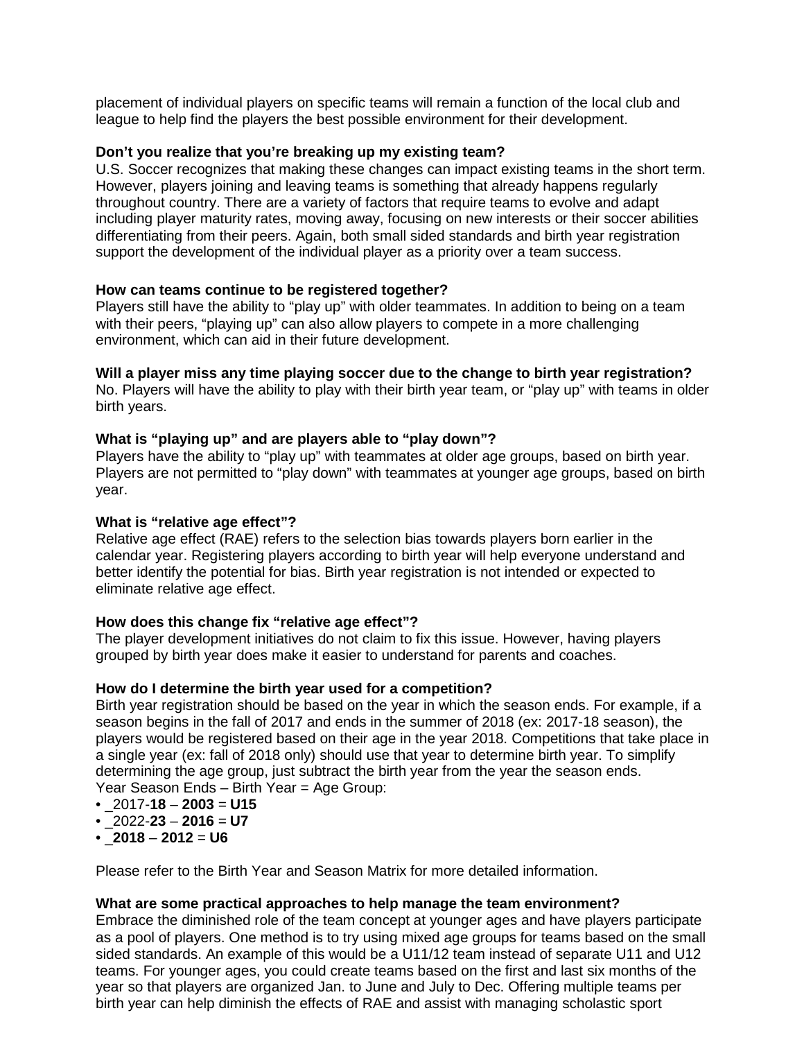placement of individual players on specific teams will remain a function of the local club and league to help find the players the best possible environment for their development.

**Don't you realize that you're breaking up my existing team?**
U.S. Soccer recognizes that making these changes can impact existing teams in the short term. However, players joining and leaving teams is something that already happens regularly throughout country. There are a variety of factors that require teams to evolve and adapt including player maturity rates, moving away, focusing on new interests or their soccer abilities differentiating from their peers. Again, both small sided standards and birth year registration support the development of the individual player as a priority over a team success.

**How can teams continue to be registered together?**
Players still have the ability to "play up" with older teammates. In addition to being on a team with their peers, "playing up" can also allow players to compete in a more challenging environment, which can aid in their future development.

**Will a player miss any time playing soccer due to the change to birth year registration?**
No. Players will have the ability to play with their birth year team, or "play up" with teams in older birth years.

**What is "playing up" and are players able to "play down"?**
Players have the ability to "play up" with teammates at older age groups, based on birth year. Players are not permitted to "play down" with teammates at younger age groups, based on birth year.

**What is "relative age effect"?**
Relative age effect (RAE) refers to the selection bias towards players born earlier in the calendar year. Registering players according to birth year will help everyone understand and better identify the potential for bias. Birth year registration is not intended or expected to eliminate relative age effect.

**How does this change fix "relative age effect"?**
The player development initiatives do not claim to fix this issue. However, having players grouped by birth year does make it easier to understand for parents and coaches.

**How do I determine the birth year used for a competition?**
Birth year registration should be based on the year in which the season ends. For example, if a season begins in the fall of 2017 and ends in the summer of 2018 (ex: 2017-18 season), the players would be registered based on their age in the year 2018. Competitions that take place in a single year (ex: fall of 2018 only) should use that year to determine birth year. To simplify determining the age group, just subtract the birth year from the year the season ends.
Year Season Ends – Birth Year = Age Group:

- _2017-**18** – **2003** = **U15**
- _2022-**23** – **2016** = **U7**
- _**2018** – **2012** = **U6**

Please refer to the Birth Year and Season Matrix for more detailed information.

**What are some practical approaches to help manage the team environment?**
Embrace the diminished role of the team concept at younger ages and have players participate as a pool of players. One method is to try using mixed age groups for teams based on the small sided standards. An example of this would be a U11/12 team instead of separate U11 and U12 teams. For younger ages, you could create teams based on the first and last six months of the year so that players are organized Jan. to June and July to Dec. Offering multiple teams per birth year can help diminish the effects of RAE and assist with managing scholastic sport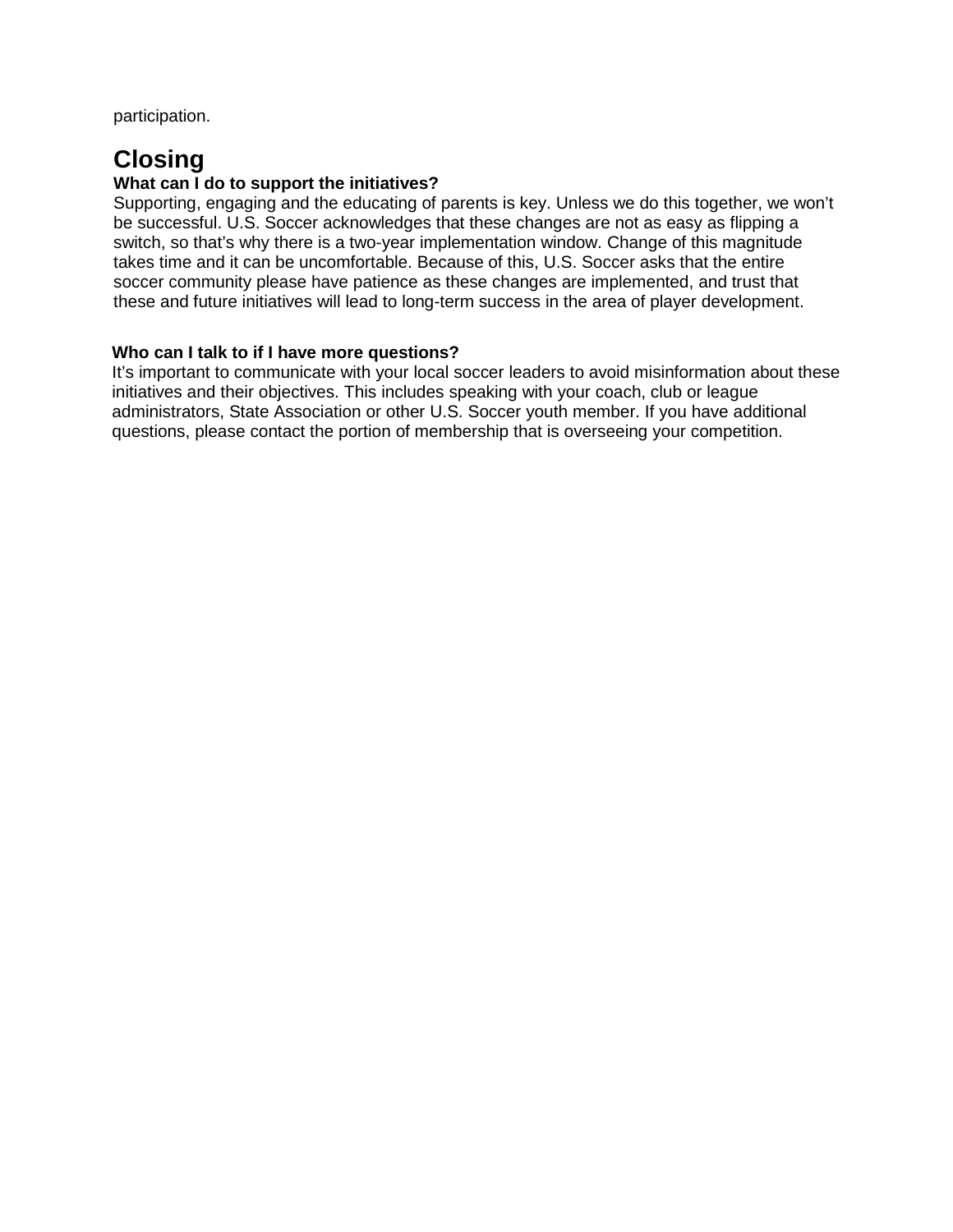participation.

## Closing

**What can I do to support the initiatives?**

Supporting, engaging and the educating of parents is key. Unless we do this together, we won't be successful. U.S. Soccer acknowledges that these changes are not as easy as flipping a switch, so that's why there is a two-year implementation window. Change of this magnitude takes time and it can be uncomfortable. Because of this, U.S. Soccer asks that the entire soccer community please have patience as these changes are implemented, and trust that these and future initiatives will lead to long-term success in the area of player development.

**Who can I talk to if I have more questions?**

It's important to communicate with your local soccer leaders to avoid misinformation about these initiatives and their objectives. This includes speaking with your coach, club or league administrators, State Association or other U.S. Soccer youth member. If you have additional questions, please contact the portion of membership that is overseeing your competition.